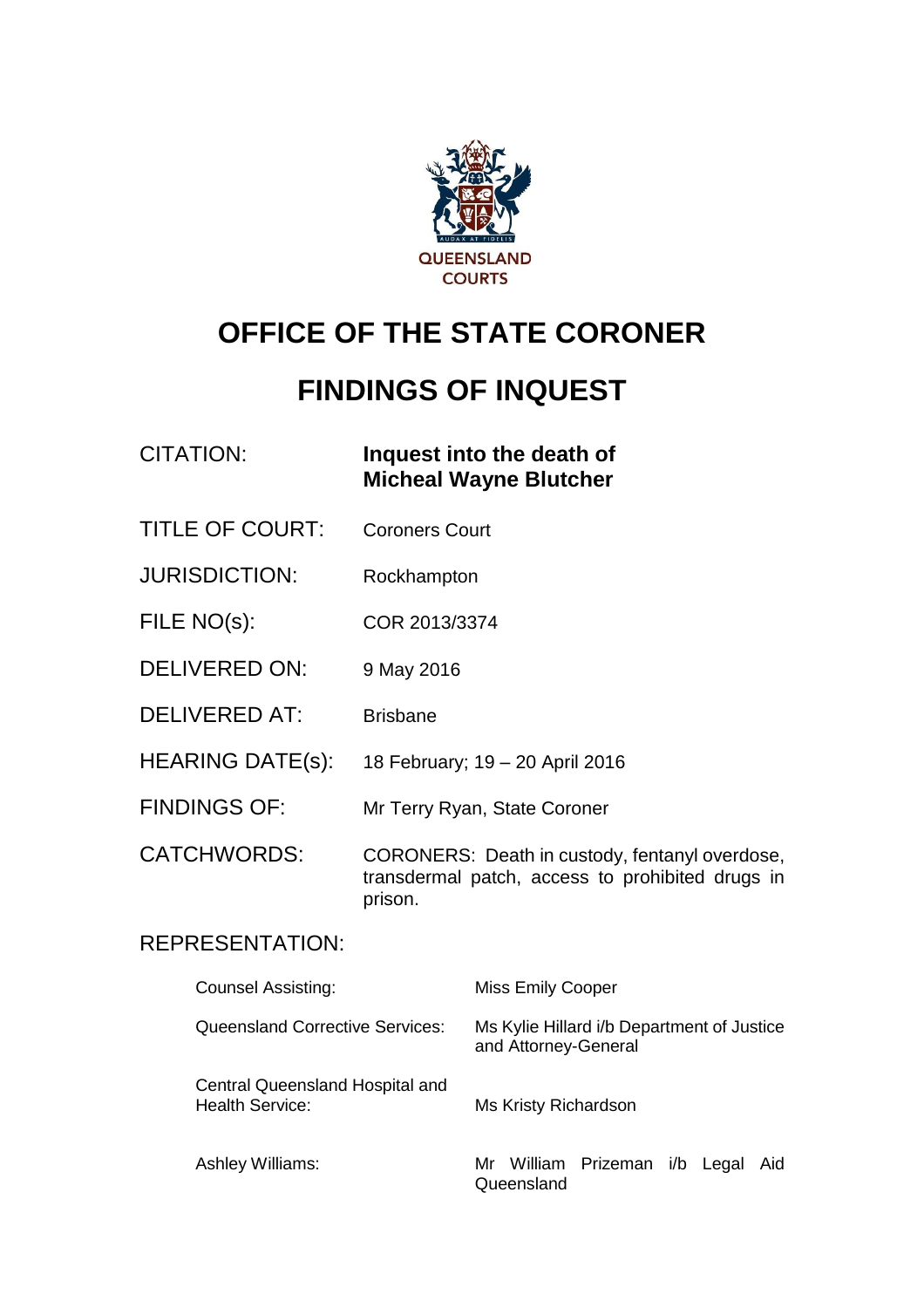QUEENSLAND COURTS

# OFFICE OF THE STATE CORONER

# FINDINGS OF INQUEST

| | |
|---|---|
| CITATION: | **Inquest into the death of Micheal Wayne Blutcher** |
| TITLE OF COURT: | Coroners Court |
| JURISDICTION: | Rockhampton |
| FILE NO(s): | COR 2013/3374 |
| DELIVERED ON: | 9 May 2016 |
| DELIVERED AT: | Brisbane |
| HEARING DATE(s): | 18 February; 19 – 20 April 2016 |
| FINDINGS OF: | Mr Terry Ryan, State Coroner |
| CATCHWORDS: | CORONERS: Death in custody, fentanyl overdose, transdermal patch, access to prohibited drugs in prison. |

REPRESENTATION:

| | |
|---|---|
| Counsel Assisting: | Miss Emily Cooper |
| Queensland Corrective Services: | Ms Kylie Hillard i/b Department of Justice and Attorney-General |
| Central Queensland Hospital and Health Service: | Ms Kristy Richardson |
| Ashley Williams: | Mr William Prizeman i/b Legal Aid Queensland |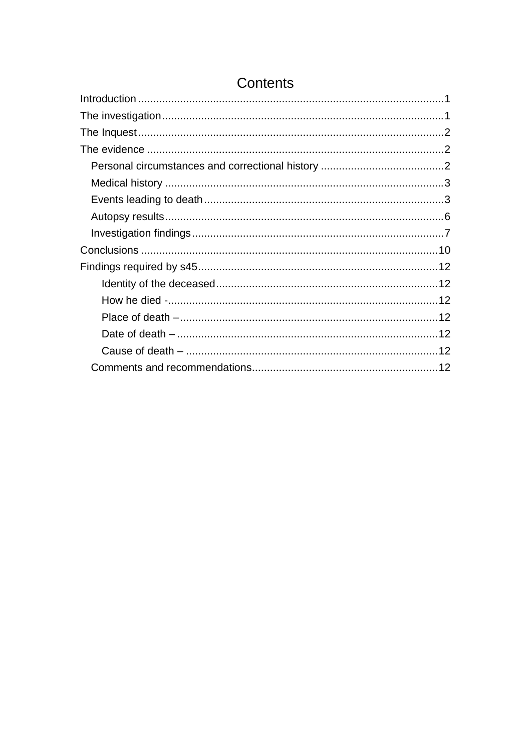# Contents

Introduction .................................................................................................1
The investigation.........................................................................................1
The Inquest.................................................................................................2
The evidence ..............................................................................................2
  Personal circumstances and correctional history .......................................2
  Medical history ........................................................................................3
  Events leading to death............................................................................3
  Autopsy results........................................................................................6
  Investigation findings................................................................................7
Conclusions ...............................................................................................10
Findings required by s45............................................................................12
    Identity of the deceased.......................................................................12
    How he died -.......................................................................................12
    Place of death –....................................................................................12
    Date of death –.....................................................................................12
    Cause of death – ..................................................................................12
  Comments and recommendations...........................................................12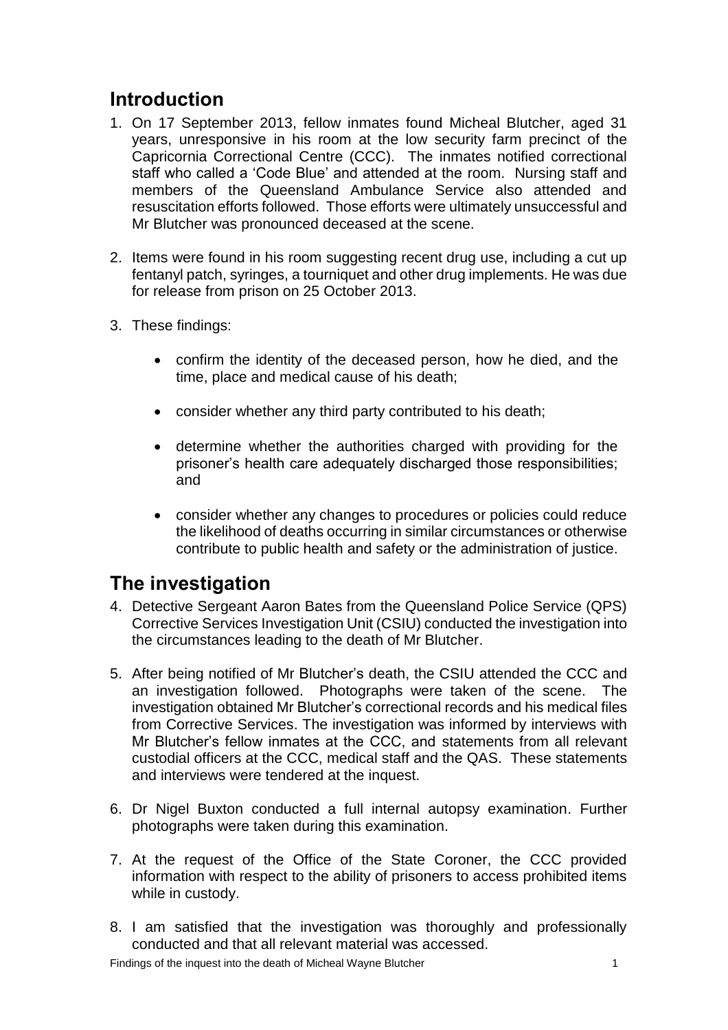## Introduction

1. On 17 September 2013, fellow inmates found Micheal Blutcher, aged 31 years, unresponsive in his room at the low security farm precinct of the Capricornia Correctional Centre (CCC). The inmates notified correctional staff who called a 'Code Blue' and attended at the room. Nursing staff and members of the Queensland Ambulance Service also attended and resuscitation efforts followed. Those efforts were ultimately unsuccessful and Mr Blutcher was pronounced deceased at the scene.

2. Items were found in his room suggesting recent drug use, including a cut up fentanyl patch, syringes, a tourniquet and other drug implements. He was due for release from prison on 25 October 2013.

3. These findings:

   - confirm the identity of the deceased person, how he died, and the time, place and medical cause of his death;

   - consider whether any third party contributed to his death;

   - determine whether the authorities charged with providing for the prisoner's health care adequately discharged those responsibilities; and

   - consider whether any changes to procedures or policies could reduce the likelihood of deaths occurring in similar circumstances or otherwise contribute to public health and safety or the administration of justice.

## The investigation

4. Detective Sergeant Aaron Bates from the Queensland Police Service (QPS) Corrective Services Investigation Unit (CSIU) conducted the investigation into the circumstances leading to the death of Mr Blutcher.

5. After being notified of Mr Blutcher's death, the CSIU attended the CCC and an investigation followed. Photographs were taken of the scene. The investigation obtained Mr Blutcher's correctional records and his medical files from Corrective Services. The investigation was informed by interviews with Mr Blutcher's fellow inmates at the CCC, and statements from all relevant custodial officers at the CCC, medical staff and the QAS. These statements and interviews were tendered at the inquest.

6. Dr Nigel Buxton conducted a full internal autopsy examination. Further photographs were taken during this examination.

7. At the request of the Office of the State Coroner, the CCC provided information with respect to the ability of prisoners to access prohibited items while in custody.

8. I am satisfied that the investigation was thoroughly and professionally conducted and that all relevant material was accessed.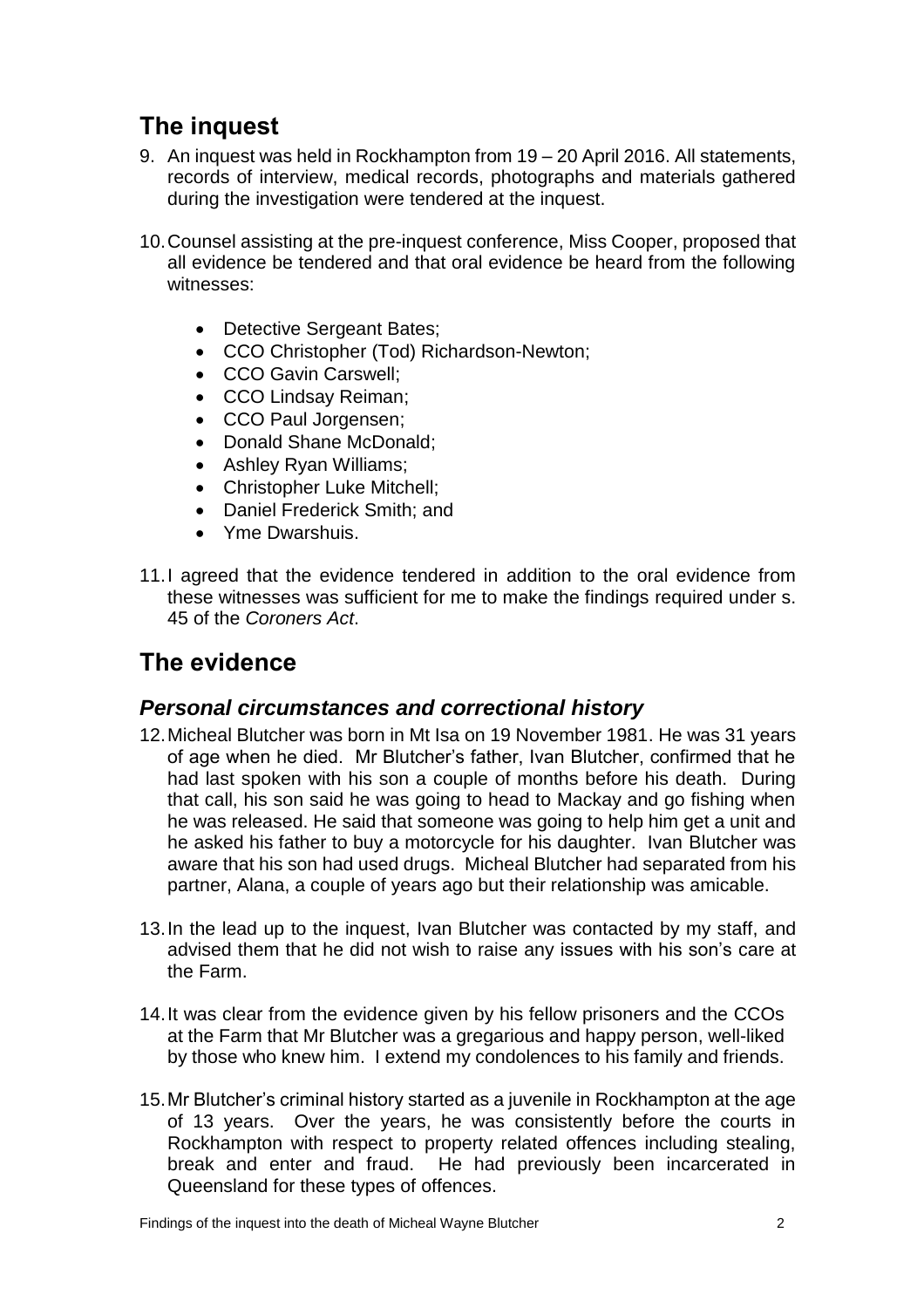## The inquest

9. An inquest was held in Rockhampton from 19 – 20 April 2016. All statements, records of interview, medical records, photographs and materials gathered during the investigation were tendered at the inquest.

10. Counsel assisting at the pre-inquest conference, Miss Cooper, proposed that all evidence be tendered and that oral evidence be heard from the following witnesses:

    - Detective Sergeant Bates;
    - CCO Christopher (Tod) Richardson-Newton;
    - CCO Gavin Carswell;
    - CCO Lindsay Reiman;
    - CCO Paul Jorgensen;
    - Donald Shane McDonald;
    - Ashley Ryan Williams;
    - Christopher Luke Mitchell;
    - Daniel Frederick Smith; and
    - Yme Dwarshuis.

11. I agreed that the evidence tendered in addition to the oral evidence from these witnesses was sufficient for me to make the findings required under s. 45 of the *Coroners Act*.

## The evidence

### *Personal circumstances and correctional history*

12. Micheal Blutcher was born in Mt Isa on 19 November 1981. He was 31 years of age when he died. Mr Blutcher's father, Ivan Blutcher, confirmed that he had last spoken with his son a couple of months before his death. During that call, his son said he was going to head to Mackay and go fishing when he was released. He said that someone was going to help him get a unit and he asked his father to buy a motorcycle for his daughter. Ivan Blutcher was aware that his son had used drugs. Micheal Blutcher had separated from his partner, Alana, a couple of years ago but their relationship was amicable.

13. In the lead up to the inquest, Ivan Blutcher was contacted by my staff, and advised them that he did not wish to raise any issues with his son's care at the Farm.

14. It was clear from the evidence given by his fellow prisoners and the CCOs at the Farm that Mr Blutcher was a gregarious and happy person, well-liked by those who knew him. I extend my condolences to his family and friends.

15. Mr Blutcher's criminal history started as a juvenile in Rockhampton at the age of 13 years. Over the years, he was consistently before the courts in Rockhampton with respect to property related offences including stealing, break and enter and fraud. He had previously been incarcerated in Queensland for these types of offences.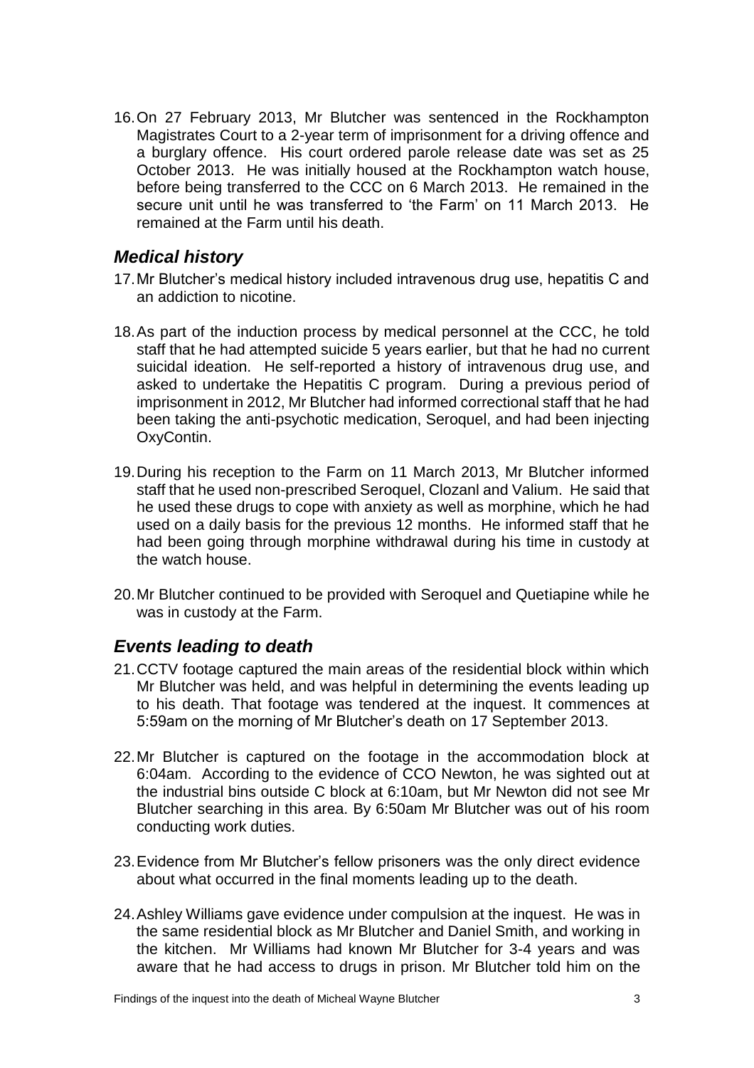16. On 27 February 2013, Mr Blutcher was sentenced in the Rockhampton Magistrates Court to a 2-year term of imprisonment for a driving offence and a burglary offence. His court ordered parole release date was set as 25 October 2013. He was initially housed at the Rockhampton watch house, before being transferred to the CCC on 6 March 2013. He remained in the secure unit until he was transferred to 'the Farm' on 11 March 2013. He remained at the Farm until his death.

## *Medical history*

17. Mr Blutcher's medical history included intravenous drug use, hepatitis C and an addiction to nicotine.

18. As part of the induction process by medical personnel at the CCC, he told staff that he had attempted suicide 5 years earlier, but that he had no current suicidal ideation. He self-reported a history of intravenous drug use, and asked to undertake the Hepatitis C program. During a previous period of imprisonment in 2012, Mr Blutcher had informed correctional staff that he had been taking the anti-psychotic medication, Seroquel, and had been injecting OxyContin.

19. During his reception to the Farm on 11 March 2013, Mr Blutcher informed staff that he used non-prescribed Seroquel, Clozanl and Valium. He said that he used these drugs to cope with anxiety as well as morphine, which he had used on a daily basis for the previous 12 months. He informed staff that he had been going through morphine withdrawal during his time in custody at the watch house.

20. Mr Blutcher continued to be provided with Seroquel and Quetiapine while he was in custody at the Farm.

## *Events leading to death*

21. CCTV footage captured the main areas of the residential block within which Mr Blutcher was held, and was helpful in determining the events leading up to his death. That footage was tendered at the inquest. It commences at 5:59am on the morning of Mr Blutcher's death on 17 September 2013.

22. Mr Blutcher is captured on the footage in the accommodation block at 6:04am. According to the evidence of CCO Newton, he was sighted out at the industrial bins outside C block at 6:10am, but Mr Newton did not see Mr Blutcher searching in this area. By 6:50am Mr Blutcher was out of his room conducting work duties.

23. Evidence from Mr Blutcher's fellow prisoners was the only direct evidence about what occurred in the final moments leading up to the death.

24. Ashley Williams gave evidence under compulsion at the inquest. He was in the same residential block as Mr Blutcher and Daniel Smith, and working in the kitchen. Mr Williams had known Mr Blutcher for 3-4 years and was aware that he had access to drugs in prison. Mr Blutcher told him on the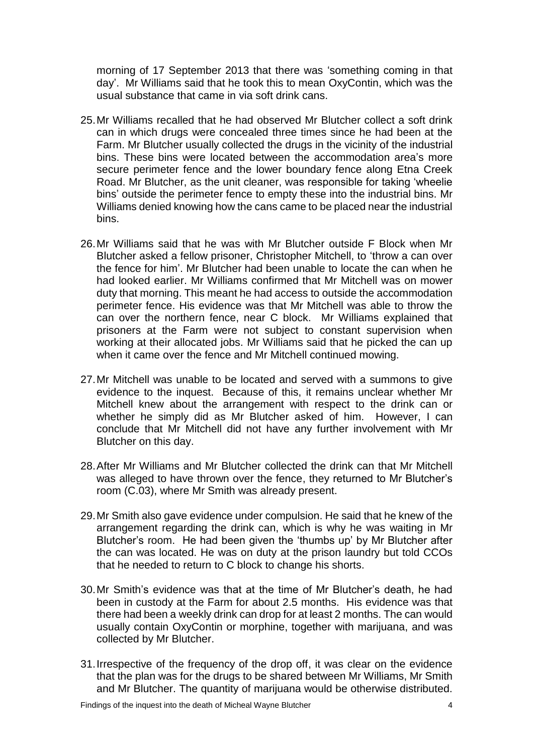morning of 17 September 2013 that there was 'something coming in that day'. Mr Williams said that he took this to mean OxyContin, which was the usual substance that came in via soft drink cans.

25. Mr Williams recalled that he had observed Mr Blutcher collect a soft drink can in which drugs were concealed three times since he had been at the Farm. Mr Blutcher usually collected the drugs in the vicinity of the industrial bins. These bins were located between the accommodation area's more secure perimeter fence and the lower boundary fence along Etna Creek Road. Mr Blutcher, as the unit cleaner, was responsible for taking 'wheelie bins' outside the perimeter fence to empty these into the industrial bins. Mr Williams denied knowing how the cans came to be placed near the industrial bins.

26. Mr Williams said that he was with Mr Blutcher outside F Block when Mr Blutcher asked a fellow prisoner, Christopher Mitchell, to 'throw a can over the fence for him'. Mr Blutcher had been unable to locate the can when he had looked earlier. Mr Williams confirmed that Mr Mitchell was on mower duty that morning. This meant he had access to outside the accommodation perimeter fence. His evidence was that Mr Mitchell was able to throw the can over the northern fence, near C block. Mr Williams explained that prisoners at the Farm were not subject to constant supervision when working at their allocated jobs. Mr Williams said that he picked the can up when it came over the fence and Mr Mitchell continued mowing.

27. Mr Mitchell was unable to be located and served with a summons to give evidence to the inquest. Because of this, it remains unclear whether Mr Mitchell knew about the arrangement with respect to the drink can or whether he simply did as Mr Blutcher asked of him. However, I can conclude that Mr Mitchell did not have any further involvement with Mr Blutcher on this day.

28. After Mr Williams and Mr Blutcher collected the drink can that Mr Mitchell was alleged to have thrown over the fence, they returned to Mr Blutcher's room (C.03), where Mr Smith was already present.

29. Mr Smith also gave evidence under compulsion. He said that he knew of the arrangement regarding the drink can, which is why he was waiting in Mr Blutcher's room. He had been given the 'thumbs up' by Mr Blutcher after the can was located. He was on duty at the prison laundry but told CCOs that he needed to return to C block to change his shorts.

30. Mr Smith's evidence was that at the time of Mr Blutcher's death, he had been in custody at the Farm for about 2.5 months. His evidence was that there had been a weekly drink can drop for at least 2 months. The can would usually contain OxyContin or morphine, together with marijuana, and was collected by Mr Blutcher.

31. Irrespective of the frequency of the drop off, it was clear on the evidence that the plan was for the drugs to be shared between Mr Williams, Mr Smith and Mr Blutcher. The quantity of marijuana would be otherwise distributed.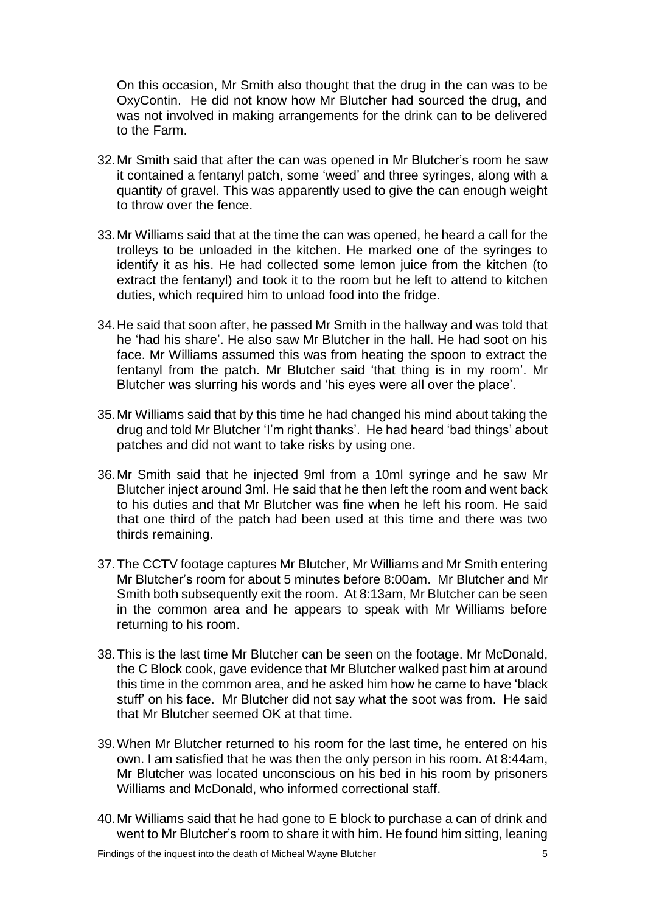On this occasion, Mr Smith also thought that the drug in the can was to be OxyContin. He did not know how Mr Blutcher had sourced the drug, and was not involved in making arrangements for the drink can to be delivered to the Farm.

32. Mr Smith said that after the can was opened in Mr Blutcher's room he saw it contained a fentanyl patch, some 'weed' and three syringes, along with a quantity of gravel. This was apparently used to give the can enough weight to throw over the fence.

33. Mr Williams said that at the time the can was opened, he heard a call for the trolleys to be unloaded in the kitchen. He marked one of the syringes to identify it as his. He had collected some lemon juice from the kitchen (to extract the fentanyl) and took it to the room but he left to attend to kitchen duties, which required him to unload food into the fridge.

34. He said that soon after, he passed Mr Smith in the hallway and was told that he 'had his share'. He also saw Mr Blutcher in the hall. He had soot on his face. Mr Williams assumed this was from heating the spoon to extract the fentanyl from the patch. Mr Blutcher said 'that thing is in my room'. Mr Blutcher was slurring his words and 'his eyes were all over the place'.

35. Mr Williams said that by this time he had changed his mind about taking the drug and told Mr Blutcher 'I'm right thanks'. He had heard 'bad things' about patches and did not want to take risks by using one.

36. Mr Smith said that he injected 9ml from a 10ml syringe and he saw Mr Blutcher inject around 3ml. He said that he then left the room and went back to his duties and that Mr Blutcher was fine when he left his room. He said that one third of the patch had been used at this time and there was two thirds remaining.

37. The CCTV footage captures Mr Blutcher, Mr Williams and Mr Smith entering Mr Blutcher's room for about 5 minutes before 8:00am. Mr Blutcher and Mr Smith both subsequently exit the room. At 8:13am, Mr Blutcher can be seen in the common area and he appears to speak with Mr Williams before returning to his room.

38. This is the last time Mr Blutcher can be seen on the footage. Mr McDonald, the C Block cook, gave evidence that Mr Blutcher walked past him at around this time in the common area, and he asked him how he came to have 'black stuff' on his face. Mr Blutcher did not say what the soot was from. He said that Mr Blutcher seemed OK at that time.

39. When Mr Blutcher returned to his room for the last time, he entered on his own. I am satisfied that he was then the only person in his room. At 8:44am, Mr Blutcher was located unconscious on his bed in his room by prisoners Williams and McDonald, who informed correctional staff.

40. Mr Williams said that he had gone to E block to purchase a can of drink and went to Mr Blutcher's room to share it with him. He found him sitting, leaning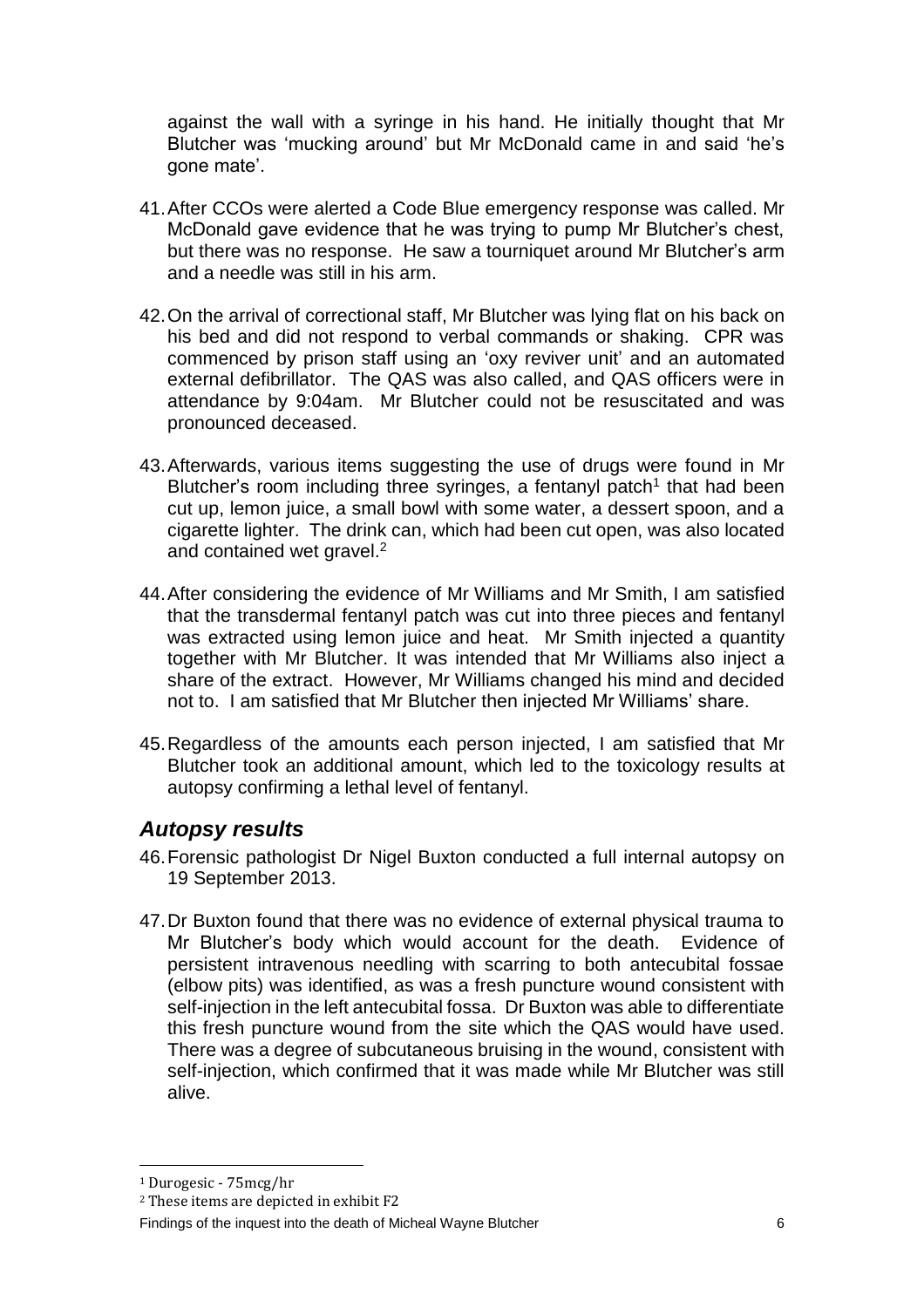against the wall with a syringe in his hand. He initially thought that Mr Blutcher was 'mucking around' but Mr McDonald came in and said 'he's gone mate'.

41. After CCOs were alerted a Code Blue emergency response was called. Mr McDonald gave evidence that he was trying to pump Mr Blutcher's chest, but there was no response. He saw a tourniquet around Mr Blutcher's arm and a needle was still in his arm.

42. On the arrival of correctional staff, Mr Blutcher was lying flat on his back on his bed and did not respond to verbal commands or shaking. CPR was commenced by prison staff using an 'oxy reviver unit' and an automated external defibrillator. The QAS was also called, and QAS officers were in attendance by 9:04am. Mr Blutcher could not be resuscitated and was pronounced deceased.

43. Afterwards, various items suggesting the use of drugs were found in Mr Blutcher's room including three syringes, a fentanyl patch[1] that had been cut up, lemon juice, a small bowl with some water, a dessert spoon, and a cigarette lighter. The drink can, which had been cut open, was also located and contained wet gravel.[2]

44. After considering the evidence of Mr Williams and Mr Smith, I am satisfied that the transdermal fentanyl patch was cut into three pieces and fentanyl was extracted using lemon juice and heat. Mr Smith injected a quantity together with Mr Blutcher. It was intended that Mr Williams also inject a share of the extract. However, Mr Williams changed his mind and decided not to. I am satisfied that Mr Blutcher then injected Mr Williams' share.

45. Regardless of the amounts each person injected, I am satisfied that Mr Blutcher took an additional amount, which led to the toxicology results at autopsy confirming a lethal level of fentanyl.

## *Autopsy results*

46. Forensic pathologist Dr Nigel Buxton conducted a full internal autopsy on 19 September 2013.

47. Dr Buxton found that there was no evidence of external physical trauma to Mr Blutcher's body which would account for the death. Evidence of persistent intravenous needling with scarring to both antecubital fossae (elbow pits) was identified, as was a fresh puncture wound consistent with self-injection in the left antecubital fossa. Dr Buxton was able to differentiate this fresh puncture wound from the site which the QAS would have used. There was a degree of subcutaneous bruising in the wound, consistent with self-injection, which confirmed that it was made while Mr Blutcher was still alive.

---

[1] Durogesic - 75mcg/hr

[2] These items are depicted in exhibit F2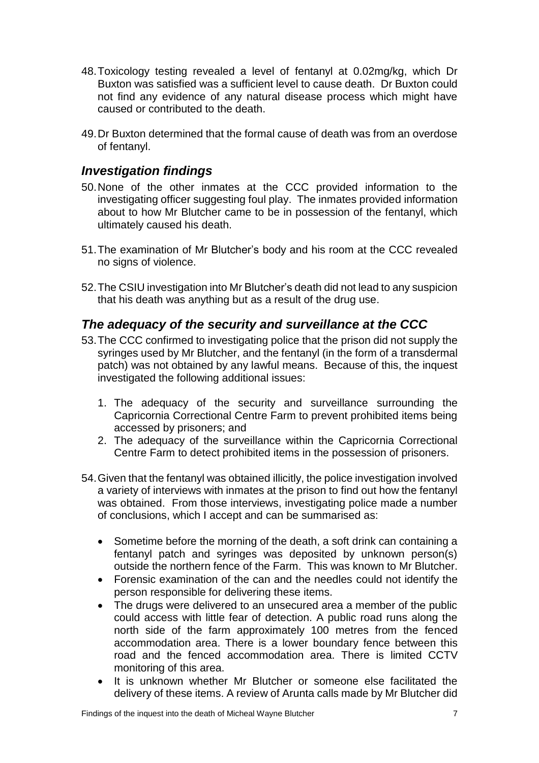48. Toxicology testing revealed a level of fentanyl at 0.02mg/kg, which Dr Buxton was satisfied was a sufficient level to cause death. Dr Buxton could not find any evidence of any natural disease process which might have caused or contributed to the death.

49. Dr Buxton determined that the formal cause of death was from an overdose of fentanyl.

## *Investigation findings*

50. None of the other inmates at the CCC provided information to the investigating officer suggesting foul play. The inmates provided information about to how Mr Blutcher came to be in possession of the fentanyl, which ultimately caused his death.

51. The examination of Mr Blutcher's body and his room at the CCC revealed no signs of violence.

52. The CSIU investigation into Mr Blutcher's death did not lead to any suspicion that his death was anything but as a result of the drug use.

## *The adequacy of the security and surveillance at the CCC*

53. The CCC confirmed to investigating police that the prison did not supply the syringes used by Mr Blutcher, and the fentanyl (in the form of a transdermal patch) was not obtained by any lawful means. Because of this, the inquest investigated the following additional issues:

    1. The adequacy of the security and surveillance surrounding the Capricornia Correctional Centre Farm to prevent prohibited items being accessed by prisoners; and
    2. The adequacy of the surveillance within the Capricornia Correctional Centre Farm to detect prohibited items in the possession of prisoners.

54. Given that the fentanyl was obtained illicitly, the police investigation involved a variety of interviews with inmates at the prison to find out how the fentanyl was obtained. From those interviews, investigating police made a number of conclusions, which I accept and can be summarised as:

    - Sometime before the morning of the death, a soft drink can containing a fentanyl patch and syringes was deposited by unknown person(s) outside the northern fence of the Farm. This was known to Mr Blutcher.
    - Forensic examination of the can and the needles could not identify the person responsible for delivering these items.
    - The drugs were delivered to an unsecured area a member of the public could access with little fear of detection. A public road runs along the north side of the farm approximately 100 metres from the fenced accommodation area. There is a lower boundary fence between this road and the fenced accommodation area. There is limited CCTV monitoring of this area.
    - It is unknown whether Mr Blutcher or someone else facilitated the delivery of these items. A review of Arunta calls made by Mr Blutcher did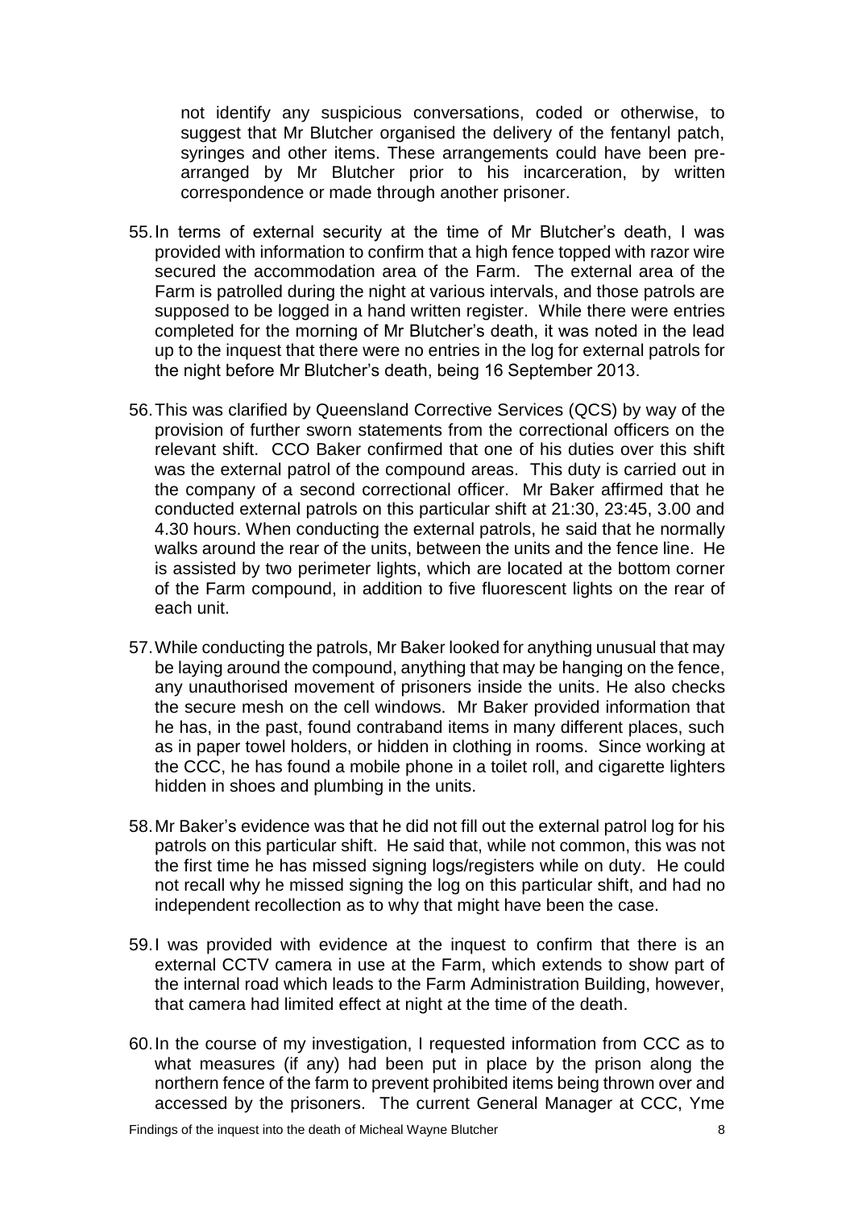not identify any suspicious conversations, coded or otherwise, to suggest that Mr Blutcher organised the delivery of the fentanyl patch, syringes and other items. These arrangements could have been pre-arranged by Mr Blutcher prior to his incarceration, by written correspondence or made through another prisoner.

55. In terms of external security at the time of Mr Blutcher's death, I was provided with information to confirm that a high fence topped with razor wire secured the accommodation area of the Farm. The external area of the Farm is patrolled during the night at various intervals, and those patrols are supposed to be logged in a hand written register. While there were entries completed for the morning of Mr Blutcher's death, it was noted in the lead up to the inquest that there were no entries in the log for external patrols for the night before Mr Blutcher's death, being 16 September 2013.

56. This was clarified by Queensland Corrective Services (QCS) by way of the provision of further sworn statements from the correctional officers on the relevant shift. CCO Baker confirmed that one of his duties over this shift was the external patrol of the compound areas. This duty is carried out in the company of a second correctional officer. Mr Baker affirmed that he conducted external patrols on this particular shift at 21:30, 23:45, 3.00 and 4.30 hours. When conducting the external patrols, he said that he normally walks around the rear of the units, between the units and the fence line. He is assisted by two perimeter lights, which are located at the bottom corner of the Farm compound, in addition to five fluorescent lights on the rear of each unit.

57. While conducting the patrols, Mr Baker looked for anything unusual that may be laying around the compound, anything that may be hanging on the fence, any unauthorised movement of prisoners inside the units. He also checks the secure mesh on the cell windows. Mr Baker provided information that he has, in the past, found contraband items in many different places, such as in paper towel holders, or hidden in clothing in rooms. Since working at the CCC, he has found a mobile phone in a toilet roll, and cigarette lighters hidden in shoes and plumbing in the units.

58. Mr Baker's evidence was that he did not fill out the external patrol log for his patrols on this particular shift. He said that, while not common, this was not the first time he has missed signing logs/registers while on duty. He could not recall why he missed signing the log on this particular shift, and had no independent recollection as to why that might have been the case.

59. I was provided with evidence at the inquest to confirm that there is an external CCTV camera in use at the Farm, which extends to show part of the internal road which leads to the Farm Administration Building, however, that camera had limited effect at night at the time of the death.

60. In the course of my investigation, I requested information from CCC as to what measures (if any) had been put in place by the prison along the northern fence of the farm to prevent prohibited items being thrown over and accessed by the prisoners. The current General Manager at CCC, Yme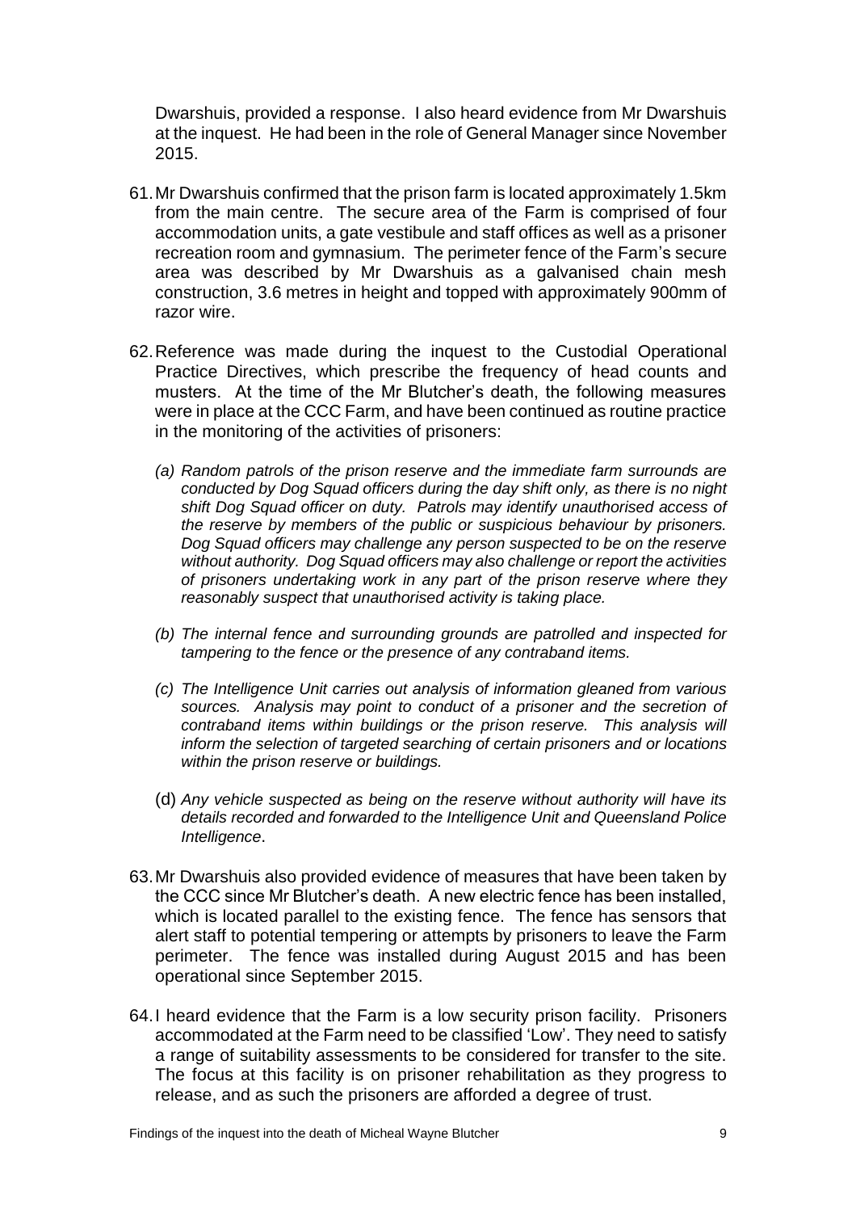Dwarshuis, provided a response. I also heard evidence from Mr Dwarshuis at the inquest. He had been in the role of General Manager since November 2015.

61. Mr Dwarshuis confirmed that the prison farm is located approximately 1.5km from the main centre. The secure area of the Farm is comprised of four accommodation units, a gate vestibule and staff offices as well as a prisoner recreation room and gymnasium. The perimeter fence of the Farm's secure area was described by Mr Dwarshuis as a galvanised chain mesh construction, 3.6 metres in height and topped with approximately 900mm of razor wire.

62. Reference was made during the inquest to the Custodial Operational Practice Directives, which prescribe the frequency of head counts and musters. At the time of the Mr Blutcher's death, the following measures were in place at the CCC Farm, and have been continued as routine practice in the monitoring of the activities of prisoners:

    *(a) Random patrols of the prison reserve and the immediate farm surrounds are conducted by Dog Squad officers during the day shift only, as there is no night shift Dog Squad officer on duty. Patrols may identify unauthorised access of the reserve by members of the public or suspicious behaviour by prisoners. Dog Squad officers may challenge any person suspected to be on the reserve without authority. Dog Squad officers may also challenge or report the activities of prisoners undertaking work in any part of the prison reserve where they reasonably suspect that unauthorised activity is taking place.*

    *(b) The internal fence and surrounding grounds are patrolled and inspected for tampering to the fence or the presence of any contraband items.*

    *(c) The Intelligence Unit carries out analysis of information gleaned from various sources. Analysis may point to conduct of a prisoner and the secretion of contraband items within buildings or the prison reserve. This analysis will inform the selection of targeted searching of certain prisoners and or locations within the prison reserve or buildings.*

    (d) *Any vehicle suspected as being on the reserve without authority will have its details recorded and forwarded to the Intelligence Unit and Queensland Police Intelligence*.

63. Mr Dwarshuis also provided evidence of measures that have been taken by the CCC since Mr Blutcher's death. A new electric fence has been installed, which is located parallel to the existing fence. The fence has sensors that alert staff to potential tempering or attempts by prisoners to leave the Farm perimeter. The fence was installed during August 2015 and has been operational since September 2015.

64. I heard evidence that the Farm is a low security prison facility. Prisoners accommodated at the Farm need to be classified 'Low'. They need to satisfy a range of suitability assessments to be considered for transfer to the site. The focus at this facility is on prisoner rehabilitation as they progress to release, and as such the prisoners are afforded a degree of trust.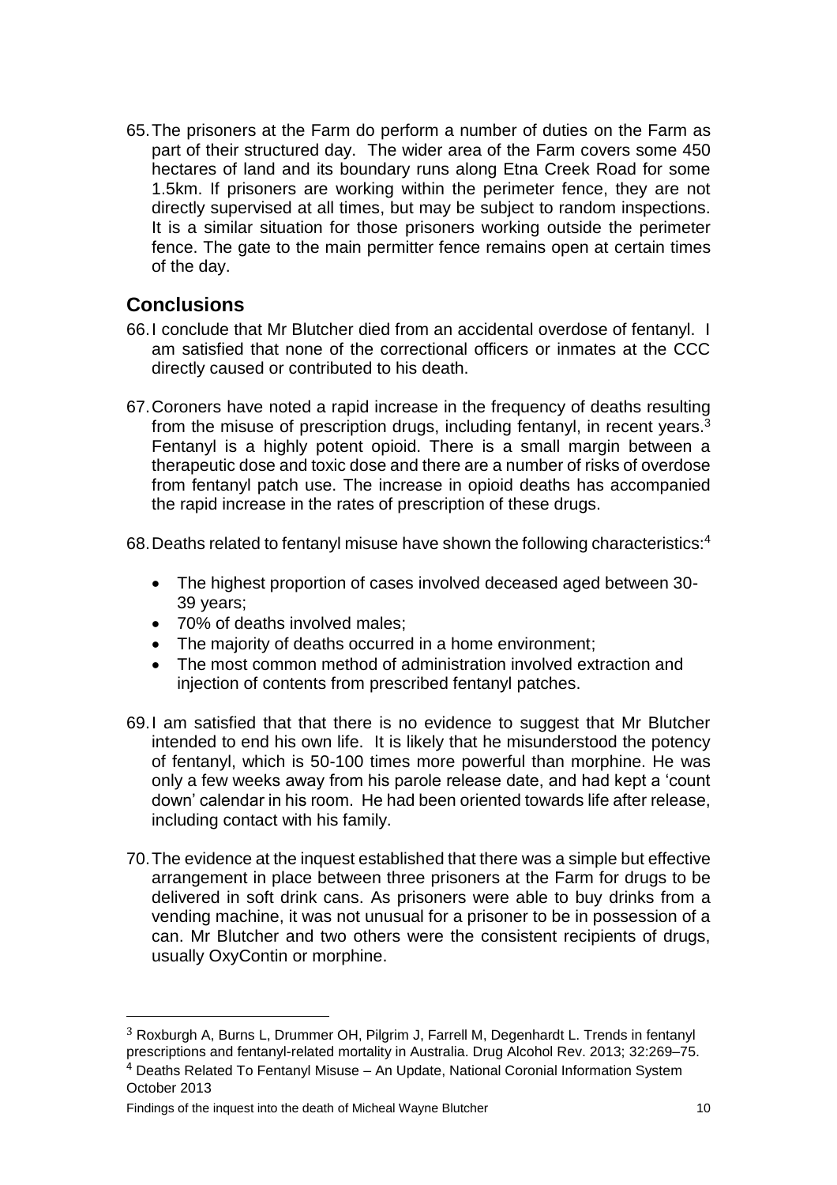65. The prisoners at the Farm do perform a number of duties on the Farm as part of their structured day. The wider area of the Farm covers some 450 hectares of land and its boundary runs along Etna Creek Road for some 1.5km. If prisoners are working within the perimeter fence, they are not directly supervised at all times, but may be subject to random inspections. It is a similar situation for those prisoners working outside the perimeter fence. The gate to the main permitter fence remains open at certain times of the day.

## Conclusions

66. I conclude that Mr Blutcher died from an accidental overdose of fentanyl. I am satisfied that none of the correctional officers or inmates at the CCC directly caused or contributed to his death.

67. Coroners have noted a rapid increase in the frequency of deaths resulting from the misuse of prescription drugs, including fentanyl, in recent years.[3] Fentanyl is a highly potent opioid. There is a small margin between a therapeutic dose and toxic dose and there are a number of risks of overdose from fentanyl patch use. The increase in opioid deaths has accompanied the rapid increase in the rates of prescription of these drugs.

68. Deaths related to fentanyl misuse have shown the following characteristics:[4]

- The highest proportion of cases involved deceased aged between 30-39 years;
- 70% of deaths involved males;
- The majority of deaths occurred in a home environment;
- The most common method of administration involved extraction and injection of contents from prescribed fentanyl patches.

69. I am satisfied that that there is no evidence to suggest that Mr Blutcher intended to end his own life. It is likely that he misunderstood the potency of fentanyl, which is 50-100 times more powerful than morphine. He was only a few weeks away from his parole release date, and had kept a 'count down' calendar in his room. He had been oriented towards life after release, including contact with his family.

70. The evidence at the inquest established that there was a simple but effective arrangement in place between three prisoners at the Farm for drugs to be delivered in soft drink cans. As prisoners were able to buy drinks from a vending machine, it was not unusual for a prisoner to be in possession of a can. Mr Blutcher and two others were the consistent recipients of drugs, usually OxyContin or morphine.

---

[3] Roxburgh A, Burns L, Drummer OH, Pilgrim J, Farrell M, Degenhardt L. Trends in fentanyl prescriptions and fentanyl-related mortality in Australia. Drug Alcohol Rev. 2013; 32:269–75.

[4] Deaths Related To Fentanyl Misuse – An Update, National Coronial Information System October 2013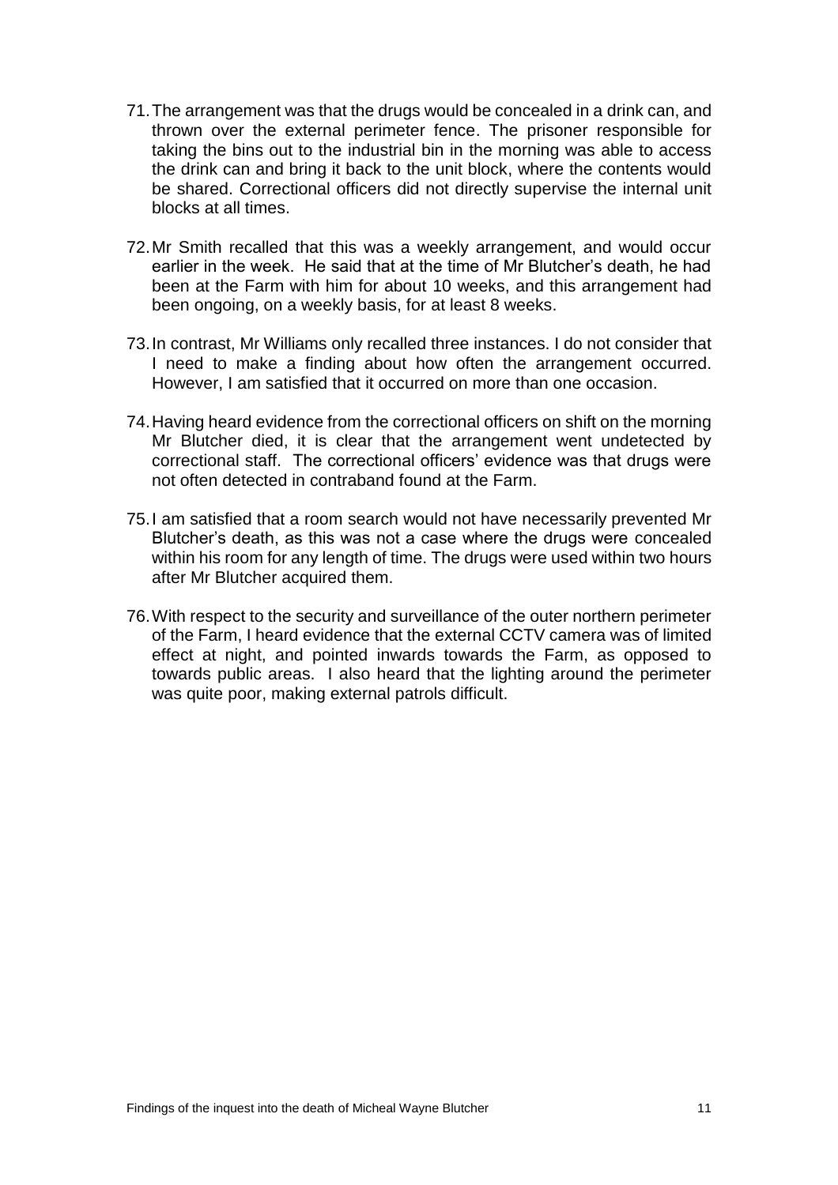71. The arrangement was that the drugs would be concealed in a drink can, and thrown over the external perimeter fence. The prisoner responsible for taking the bins out to the industrial bin in the morning was able to access the drink can and bring it back to the unit block, where the contents would be shared. Correctional officers did not directly supervise the internal unit blocks at all times.

72. Mr Smith recalled that this was a weekly arrangement, and would occur earlier in the week. He said that at the time of Mr Blutcher's death, he had been at the Farm with him for about 10 weeks, and this arrangement had been ongoing, on a weekly basis, for at least 8 weeks.

73. In contrast, Mr Williams only recalled three instances. I do not consider that I need to make a finding about how often the arrangement occurred. However, I am satisfied that it occurred on more than one occasion.

74. Having heard evidence from the correctional officers on shift on the morning Mr Blutcher died, it is clear that the arrangement went undetected by correctional staff. The correctional officers' evidence was that drugs were not often detected in contraband found at the Farm.

75. I am satisfied that a room search would not have necessarily prevented Mr Blutcher's death, as this was not a case where the drugs were concealed within his room for any length of time. The drugs were used within two hours after Mr Blutcher acquired them.

76. With respect to the security and surveillance of the outer northern perimeter of the Farm, I heard evidence that the external CCTV camera was of limited effect at night, and pointed inwards towards the Farm, as opposed to towards public areas. I also heard that the lighting around the perimeter was quite poor, making external patrols difficult.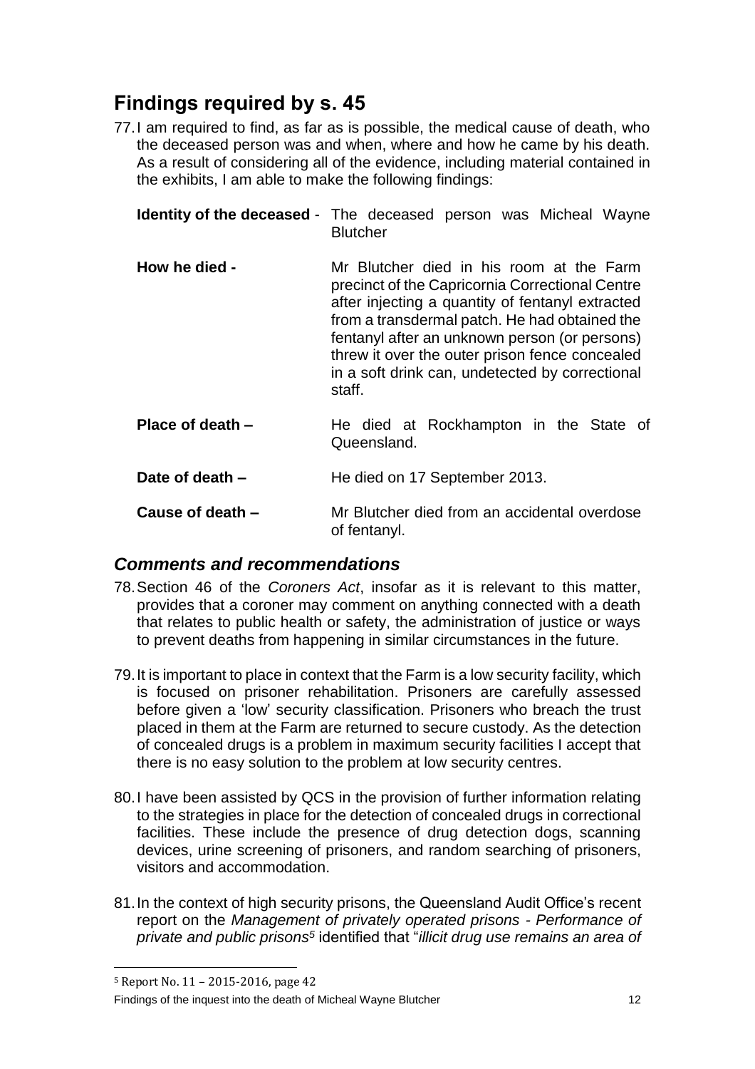## Findings required by s. 45

77. I am required to find, as far as is possible, the medical cause of death, who the deceased person was and when, where and how he came by his death. As a result of considering all of the evidence, including material contained in the exhibits, I am able to make the following findings:

**Identity of the deceased** - The deceased person was Micheal Wayne Blutcher

**How he died -** Mr Blutcher died in his room at the Farm precinct of the Capricornia Correctional Centre after injecting a quantity of fentanyl extracted from a transdermal patch. He had obtained the fentanyl after an unknown person (or persons) threw it over the outer prison fence concealed in a soft drink can, undetected by correctional staff.

**Place of death –** He died at Rockhampton in the State of Queensland.

**Date of death –** He died on 17 September 2013.

**Cause of death –** Mr Blutcher died from an accidental overdose of fentanyl.

### *Comments and recommendations*

78. Section 46 of the *Coroners Act*, insofar as it is relevant to this matter, provides that a coroner may comment on anything connected with a death that relates to public health or safety, the administration of justice or ways to prevent deaths from happening in similar circumstances in the future.

79. It is important to place in context that the Farm is a low security facility, which is focused on prisoner rehabilitation. Prisoners are carefully assessed before given a 'low' security classification. Prisoners who breach the trust placed in them at the Farm are returned to secure custody. As the detection of concealed drugs is a problem in maximum security facilities I accept that there is no easy solution to the problem at low security centres.

80. I have been assisted by QCS in the provision of further information relating to the strategies in place for the detection of concealed drugs in correctional facilities. These include the presence of drug detection dogs, scanning devices, urine screening of prisoners, and random searching of prisoners, visitors and accommodation.

81. In the context of high security prisons, the Queensland Audit Office's recent report on the *Management of privately operated prisons - Performance of private and public prisons*[5] identified that "*illicit drug use remains an area of*

[5] Report No. 11 – 2015-2016, page 42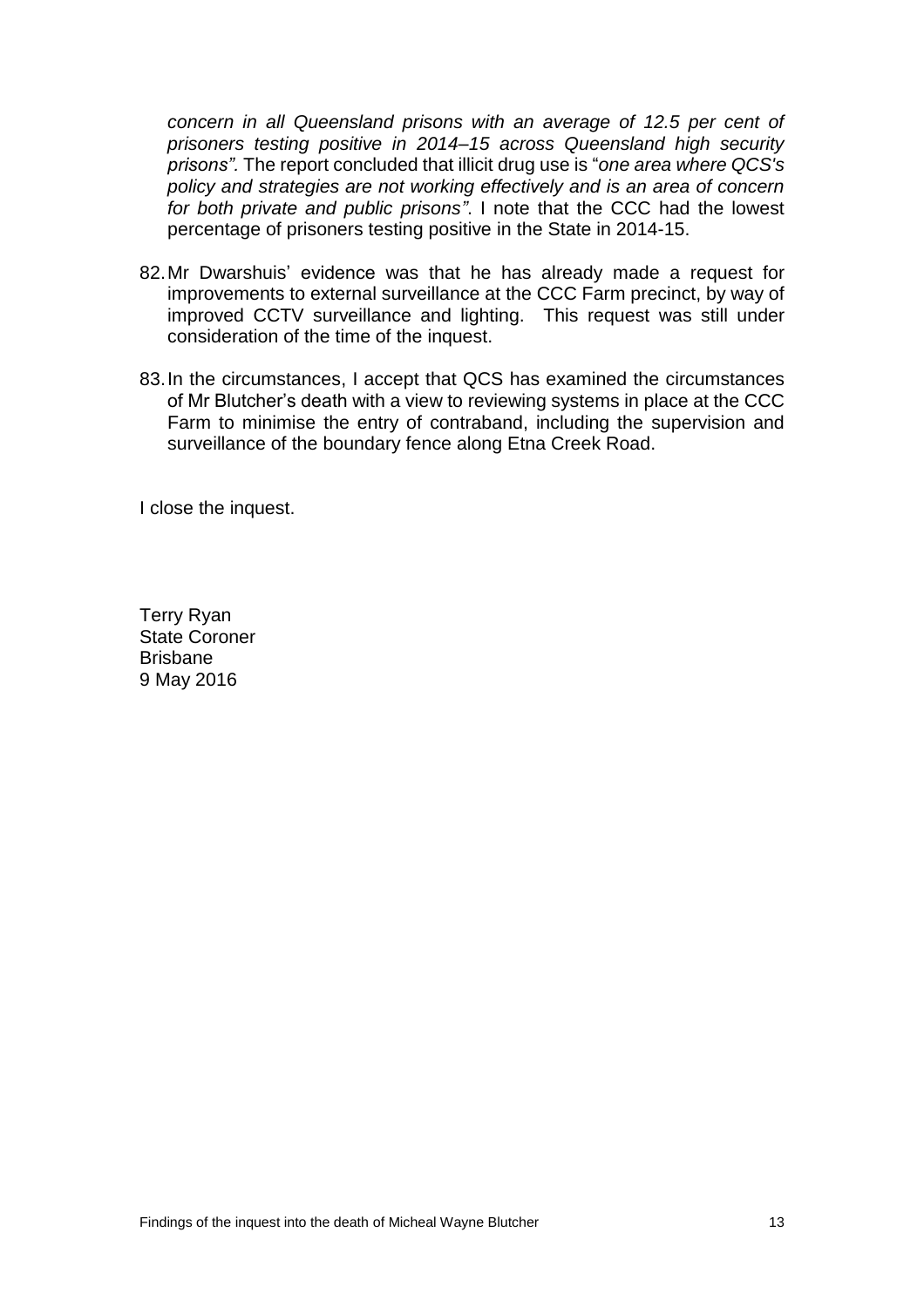*concern in all Queensland prisons with an average of 12.5 per cent of prisoners testing positive in 2014–15 across Queensland high security prisons".* The report concluded that illicit drug use is "*one area where QCS's policy and strategies are not working effectively and is an area of concern for both private and public prisons"*. I note that the CCC had the lowest percentage of prisoners testing positive in the State in 2014-15.

82. Mr Dwarshuis' evidence was that he has already made a request for improvements to external surveillance at the CCC Farm precinct, by way of improved CCTV surveillance and lighting. This request was still under consideration of the time of the inquest.

83. In the circumstances, I accept that QCS has examined the circumstances of Mr Blutcher's death with a view to reviewing systems in place at the CCC Farm to minimise the entry of contraband, including the supervision and surveillance of the boundary fence along Etna Creek Road.

I close the inquest.

Terry Ryan
State Coroner
Brisbane
9 May 2016